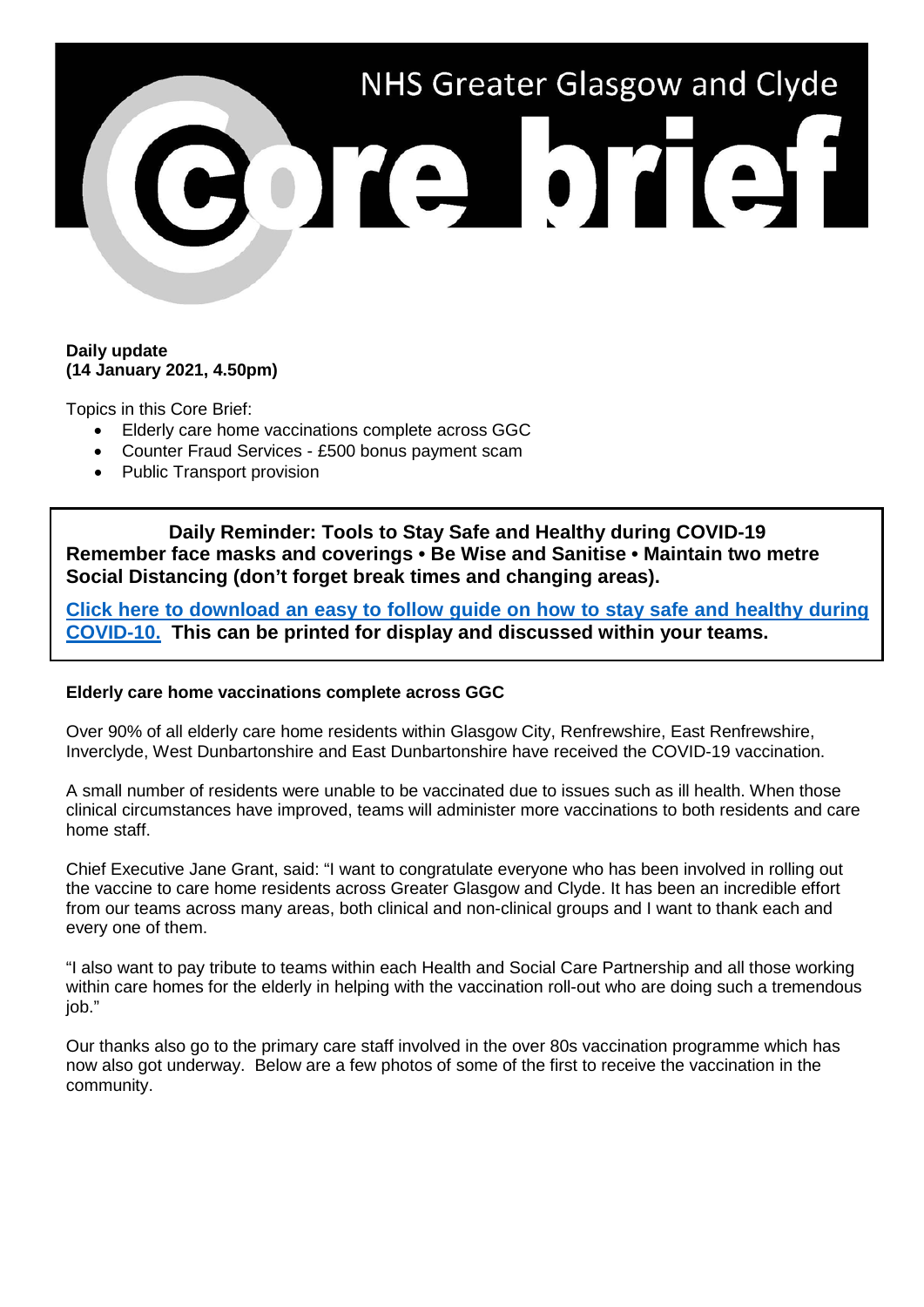# NHS Greater Glasgow and Clyde Core brief

**Daily update**
**(14 January 2021, 4.50pm)**

Topics in this Core Brief:

- Elderly care home vaccinations complete across GGC
- Counter Fraud Services - £500 bonus payment scam
- Public Transport provision

---

**Daily Reminder: Tools to Stay Safe and Healthy during COVID-19**
**Remember face masks and coverings • Be Wise and Sanitise • Maintain two metre Social Distancing (don't forget break times and changing areas).**

**Click here to download an easy to follow guide on how to stay safe and healthy during COVID-10. This can be printed for display and discussed within your teams.**

---

### Elderly care home vaccinations complete across GGC

Over 90% of all elderly care home residents within Glasgow City, Renfrewshire, East Renfrewshire, Inverclyde, West Dunbartonshire and East Dunbartonshire have received the COVID-19 vaccination.

A small number of residents were unable to be vaccinated due to issues such as ill health. When those clinical circumstances have improved, teams will administer more vaccinations to both residents and care home staff.

Chief Executive Jane Grant, said: "I want to congratulate everyone who has been involved in rolling out the vaccine to care home residents across Greater Glasgow and Clyde. It has been an incredible effort from our teams across many areas, both clinical and non-clinical groups and I want to thank each and every one of them.

"I also want to pay tribute to teams within each Health and Social Care Partnership and all those working within care homes for the elderly in helping with the vaccination roll-out who are doing such a tremendous job."

Our thanks also go to the primary care staff involved in the over 80s vaccination programme which has now also got underway. Below are a few photos of some of the first to receive the vaccination in the community.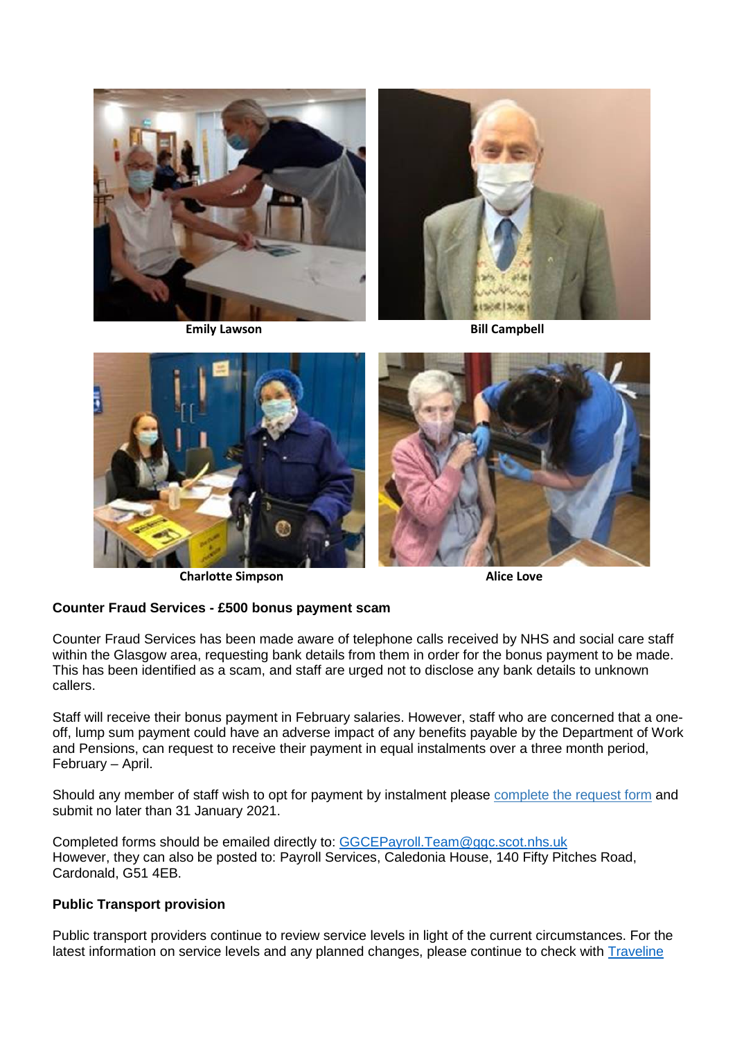Emily Lawson

Bill Campbell

Charlotte Simpson

Alice Love

**Counter Fraud Services - £500 bonus payment scam**

Counter Fraud Services has been made aware of telephone calls received by NHS and social care staff within the Glasgow area, requesting bank details from them in order for the bonus payment to be made. This has been identified as a scam, and staff are urged not to disclose any bank details to unknown callers.

Staff will receive their bonus payment in February salaries. However, staff who are concerned that a one-off, lump sum payment could have an adverse impact of any benefits payable by the Department of Work and Pensions, can request to receive their payment in equal instalments over a three month period, February – April.

Should any member of staff wish to opt for payment by instalment please complete the request form and submit no later than 31 January 2021.

Completed forms should be emailed directly to: GGCEPayroll.Team@ggc.scot.nhs.uk
However, they can also be posted to: Payroll Services, Caledonia House, 140 Fifty Pitches Road, Cardonald, G51 4EB.

**Public Transport provision**

Public transport providers continue to review service levels in light of the current circumstances. For the latest information on service levels and any planned changes, please continue to check with Traveline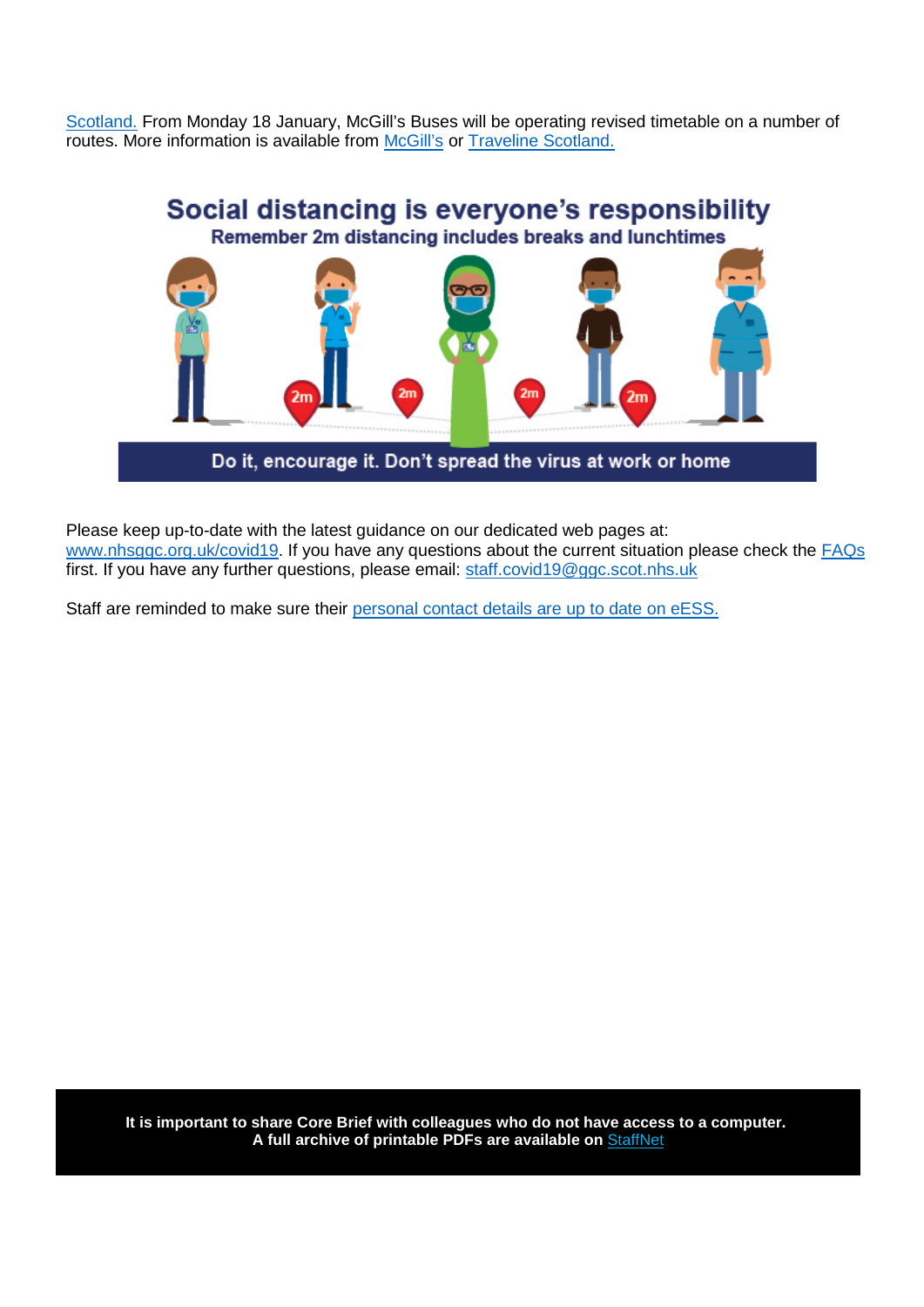Scotland. From Monday 18 January, McGill's Buses will be operating revised timetable on a number of routes. More information is available from McGill's or Traveline Scotland.

**Social distancing is everyone's responsibility**

**Remember 2m distancing includes breaks and lunchtimes**

2m

2m

2m

2m

**Do it, encourage it. Don't spread the virus at work or home**

Please keep up-to-date with the latest guidance on our dedicated web pages at: www.nhsggc.org.uk/covid19. If you have any questions about the current situation please check the FAQs first. If you have any further questions, please email: staff.covid19@ggc.scot.nhs.uk

Staff are reminded to make sure their personal contact details are up to date on eESS.

**It is important to share Core Brief with colleagues who do not have access to a computer.**
**A full archive of printable PDFs are available on StaffNet**